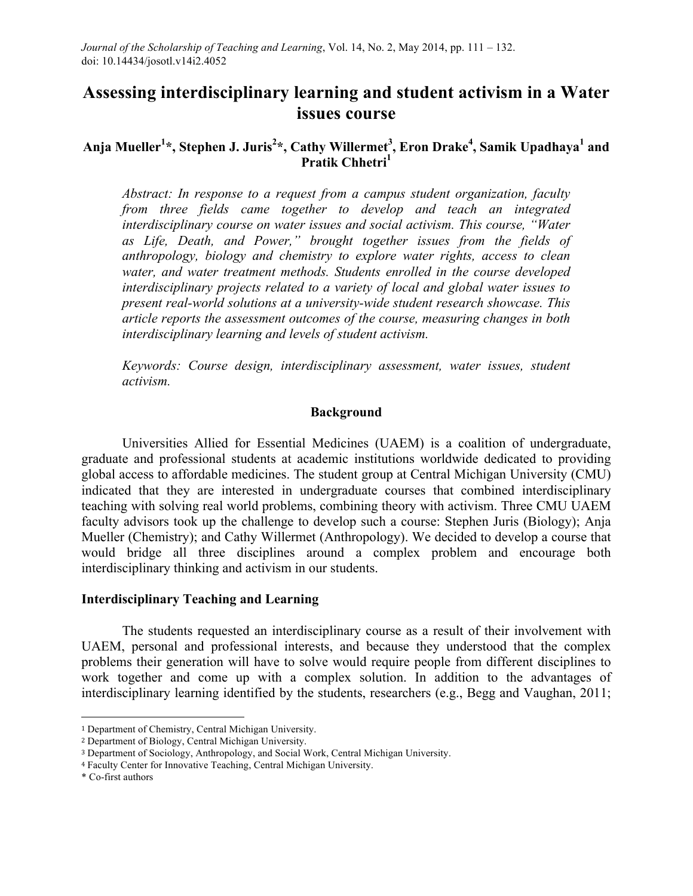# Assessing interdisciplinary learning and student activism in a Water issues course

**Anja Mueller[1]\*, Stephen J. Juris[2]\*, Cathy Willermet[3], Eron Drake[4], Samik Upadhaya[1] and Pratik Chhetri[1]**

*Abstract: In response to a request from a campus student organization, faculty from three fields came together to develop and teach an integrated interdisciplinary course on water issues and social activism. This course, "Water as Life, Death, and Power," brought together issues from the fields of anthropology, biology and chemistry to explore water rights, access to clean water, and water treatment methods. Students enrolled in the course developed interdisciplinary projects related to a variety of local and global water issues to present real-world solutions at a university-wide student research showcase. This article reports the assessment outcomes of the course, measuring changes in both interdisciplinary learning and levels of student activism.*

*Keywords: Course design, interdisciplinary assessment, water issues, student activism.*

## Background

Universities Allied for Essential Medicines (UAEM) is a coalition of undergraduate, graduate and professional students at academic institutions worldwide dedicated to providing global access to affordable medicines. The student group at Central Michigan University (CMU) indicated that they are interested in undergraduate courses that combined interdisciplinary teaching with solving real world problems, combining theory with activism. Three CMU UAEM faculty advisors took up the challenge to develop such a course: Stephen Juris (Biology); Anja Mueller (Chemistry); and Cathy Willermet (Anthropology). We decided to develop a course that would bridge all three disciplines around a complex problem and encourage both interdisciplinary thinking and activism in our students.

### Interdisciplinary Teaching and Learning

The students requested an interdisciplinary course as a result of their involvement with UAEM, personal and professional interests, and because they understood that the complex problems their generation will have to solve would require people from different disciplines to work together and come up with a complex solution. In addition to the advantages of interdisciplinary learning identified by the students, researchers (e.g., Begg and Vaughan, 2011;

---

[1] Department of Chemistry, Central Michigan University.
[2] Department of Biology, Central Michigan University.
[3] Department of Sociology, Anthropology, and Social Work, Central Michigan University.
[4] Faculty Center for Innovative Teaching, Central Michigan University.
\* Co-first authors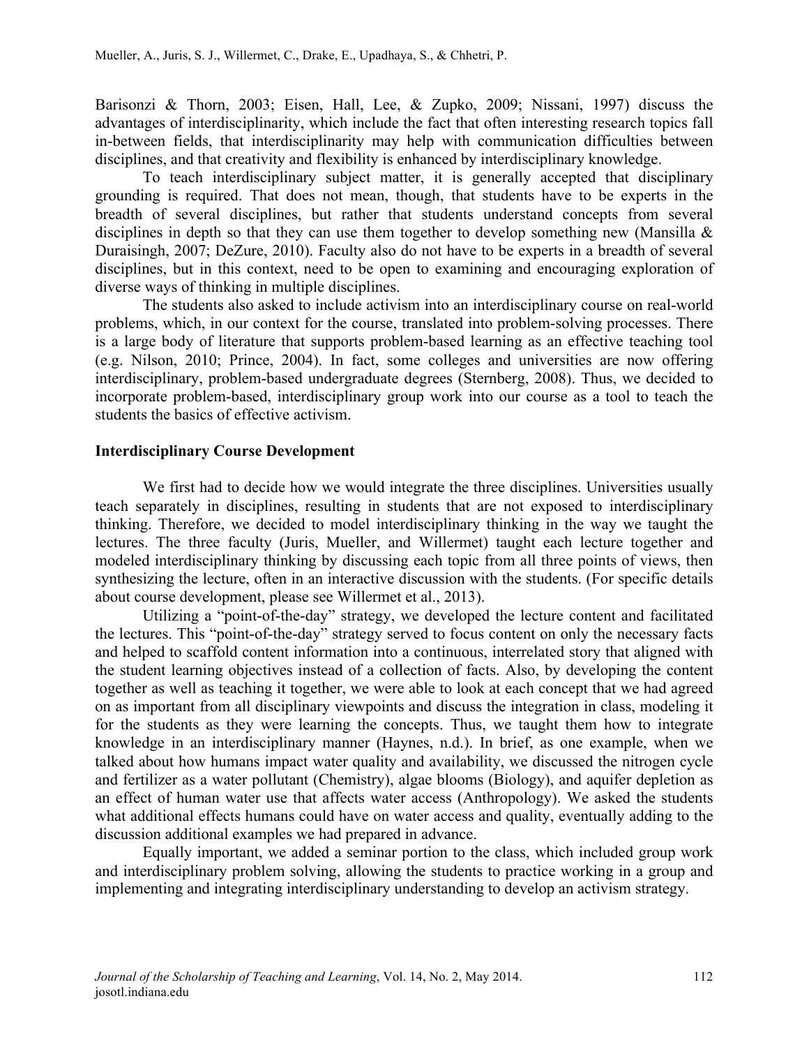Barisonzi & Thorn, 2003; Eisen, Hall, Lee, & Zupko, 2009; Nissani, 1997) discuss the advantages of interdisciplinarity, which include the fact that often interesting research topics fall in-between fields, that interdisciplinarity may help with communication difficulties between disciplines, and that creativity and flexibility is enhanced by interdisciplinary knowledge.

To teach interdisciplinary subject matter, it is generally accepted that disciplinary grounding is required. That does not mean, though, that students have to be experts in the breadth of several disciplines, but rather that students understand concepts from several disciplines in depth so that they can use them together to develop something new (Mansilla & Duraisingh, 2007; DeZure, 2010). Faculty also do not have to be experts in a breadth of several disciplines, but in this context, need to be open to examining and encouraging exploration of diverse ways of thinking in multiple disciplines.

The students also asked to include activism into an interdisciplinary course on real-world problems, which, in our context for the course, translated into problem-solving processes. There is a large body of literature that supports problem-based learning as an effective teaching tool (e.g. Nilson, 2010; Prince, 2004). In fact, some colleges and universities are now offering interdisciplinary, problem-based undergraduate degrees (Sternberg, 2008). Thus, we decided to incorporate problem-based, interdisciplinary group work into our course as a tool to teach the students the basics of effective activism.

**Interdisciplinary Course Development**

We first had to decide how we would integrate the three disciplines. Universities usually teach separately in disciplines, resulting in students that are not exposed to interdisciplinary thinking. Therefore, we decided to model interdisciplinary thinking in the way we taught the lectures. The three faculty (Juris, Mueller, and Willermet) taught each lecture together and modeled interdisciplinary thinking by discussing each topic from all three points of views, then synthesizing the lecture, often in an interactive discussion with the students. (For specific details about course development, please see Willermet et al., 2013).

Utilizing a "point-of-the-day" strategy, we developed the lecture content and facilitated the lectures. This "point-of-the-day" strategy served to focus content on only the necessary facts and helped to scaffold content information into a continuous, interrelated story that aligned with the student learning objectives instead of a collection of facts. Also, by developing the content together as well as teaching it together, we were able to look at each concept that we had agreed on as important from all disciplinary viewpoints and discuss the integration in class, modeling it for the students as they were learning the concepts. Thus, we taught them how to integrate knowledge in an interdisciplinary manner (Haynes, n.d.). In brief, as one example, when we talked about how humans impact water quality and availability, we discussed the nitrogen cycle and fertilizer as a water pollutant (Chemistry), algae blooms (Biology), and aquifer depletion as an effect of human water use that affects water access (Anthropology). We asked the students what additional effects humans could have on water access and quality, eventually adding to the discussion additional examples we had prepared in advance.

Equally important, we added a seminar portion to the class, which included group work and interdisciplinary problem solving, allowing the students to practice working in a group and implementing and integrating interdisciplinary understanding to develop an activism strategy.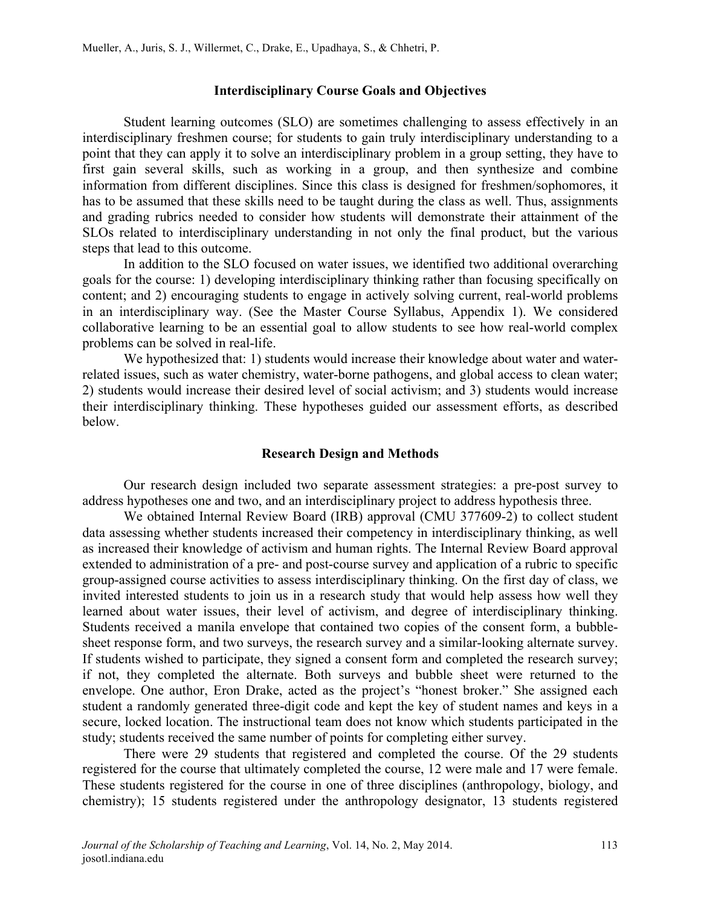## Interdisciplinary Course Goals and Objectives

Student learning outcomes (SLO) are sometimes challenging to assess effectively in an interdisciplinary freshmen course; for students to gain truly interdisciplinary understanding to a point that they can apply it to solve an interdisciplinary problem in a group setting, they have to first gain several skills, such as working in a group, and then synthesize and combine information from different disciplines. Since this class is designed for freshmen/sophomores, it has to be assumed that these skills need to be taught during the class as well. Thus, assignments and grading rubrics needed to consider how students will demonstrate their attainment of the SLOs related to interdisciplinary understanding in not only the final product, but the various steps that lead to this outcome.

In addition to the SLO focused on water issues, we identified two additional overarching goals for the course: 1) developing interdisciplinary thinking rather than focusing specifically on content; and 2) encouraging students to engage in actively solving current, real-world problems in an interdisciplinary way. (See the Master Course Syllabus, Appendix 1). We considered collaborative learning to be an essential goal to allow students to see how real-world complex problems can be solved in real-life.

We hypothesized that: 1) students would increase their knowledge about water and water-related issues, such as water chemistry, water-borne pathogens, and global access to clean water; 2) students would increase their desired level of social activism; and 3) students would increase their interdisciplinary thinking. These hypotheses guided our assessment efforts, as described below.

## Research Design and Methods

Our research design included two separate assessment strategies: a pre-post survey to address hypotheses one and two, and an interdisciplinary project to address hypothesis three.

We obtained Internal Review Board (IRB) approval (CMU 377609-2) to collect student data assessing whether students increased their competency in interdisciplinary thinking, as well as increased their knowledge of activism and human rights. The Internal Review Board approval extended to administration of a pre- and post-course survey and application of a rubric to specific group-assigned course activities to assess interdisciplinary thinking. On the first day of class, we invited interested students to join us in a research study that would help assess how well they learned about water issues, their level of activism, and degree of interdisciplinary thinking. Students received a manila envelope that contained two copies of the consent form, a bubble-sheet response form, and two surveys, the research survey and a similar-looking alternate survey. If students wished to participate, they signed a consent form and completed the research survey; if not, they completed the alternate. Both surveys and bubble sheet were returned to the envelope. One author, Eron Drake, acted as the project's "honest broker." She assigned each student a randomly generated three-digit code and kept the key of student names and keys in a secure, locked location. The instructional team does not know which students participated in the study; students received the same number of points for completing either survey.

There were 29 students that registered and completed the course. Of the 29 students registered for the course that ultimately completed the course, 12 were male and 17 were female. These students registered for the course in one of three disciplines (anthropology, biology, and chemistry); 15 students registered under the anthropology designator, 13 students registered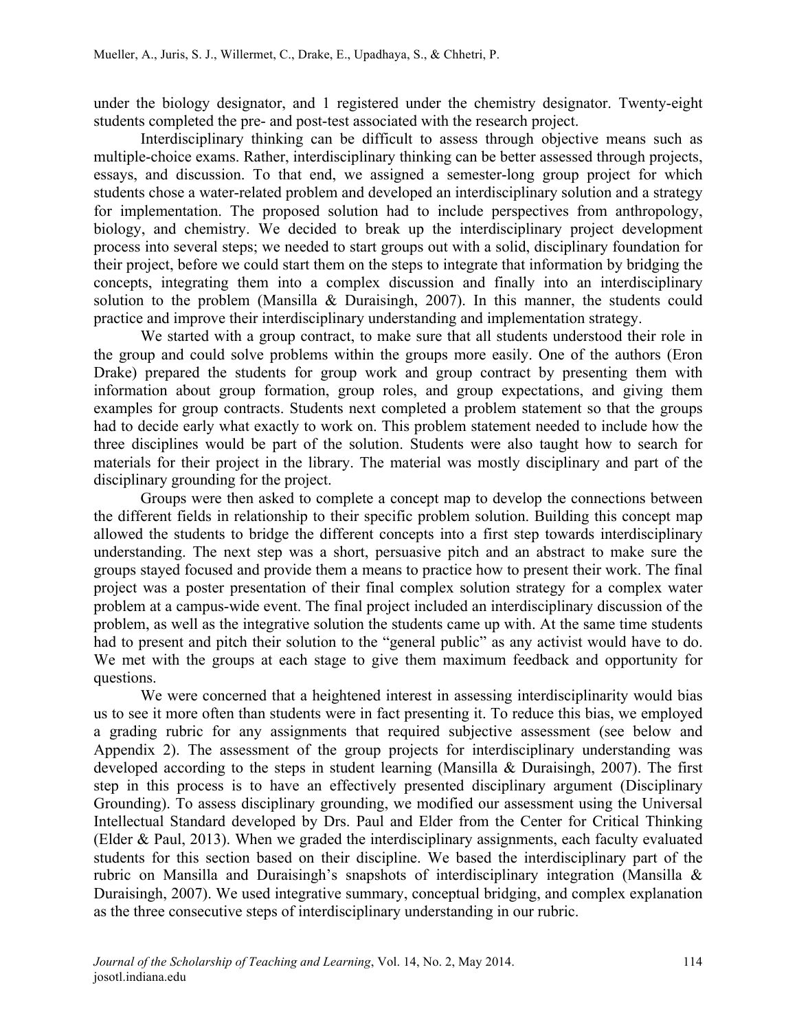under the biology designator, and 1 registered under the chemistry designator. Twenty-eight students completed the pre- and post-test associated with the research project.

Interdisciplinary thinking can be difficult to assess through objective means such as multiple-choice exams. Rather, interdisciplinary thinking can be better assessed through projects, essays, and discussion. To that end, we assigned a semester-long group project for which students chose a water-related problem and developed an interdisciplinary solution and a strategy for implementation. The proposed solution had to include perspectives from anthropology, biology, and chemistry. We decided to break up the interdisciplinary project development process into several steps; we needed to start groups out with a solid, disciplinary foundation for their project, before we could start them on the steps to integrate that information by bridging the concepts, integrating them into a complex discussion and finally into an interdisciplinary solution to the problem (Mansilla & Duraisingh, 2007). In this manner, the students could practice and improve their interdisciplinary understanding and implementation strategy.

We started with a group contract, to make sure that all students understood their role in the group and could solve problems within the groups more easily. One of the authors (Eron Drake) prepared the students for group work and group contract by presenting them with information about group formation, group roles, and group expectations, and giving them examples for group contracts. Students next completed a problem statement so that the groups had to decide early what exactly to work on. This problem statement needed to include how the three disciplines would be part of the solution. Students were also taught how to search for materials for their project in the library. The material was mostly disciplinary and part of the disciplinary grounding for the project.

Groups were then asked to complete a concept map to develop the connections between the different fields in relationship to their specific problem solution. Building this concept map allowed the students to bridge the different concepts into a first step towards interdisciplinary understanding. The next step was a short, persuasive pitch and an abstract to make sure the groups stayed focused and provide them a means to practice how to present their work. The final project was a poster presentation of their final complex solution strategy for a complex water problem at a campus-wide event. The final project included an interdisciplinary discussion of the problem, as well as the integrative solution the students came up with. At the same time students had to present and pitch their solution to the "general public" as any activist would have to do. We met with the groups at each stage to give them maximum feedback and opportunity for questions.

We were concerned that a heightened interest in assessing interdisciplinarity would bias us to see it more often than students were in fact presenting it. To reduce this bias, we employed a grading rubric for any assignments that required subjective assessment (see below and Appendix 2). The assessment of the group projects for interdisciplinary understanding was developed according to the steps in student learning (Mansilla & Duraisingh, 2007). The first step in this process is to have an effectively presented disciplinary argument (Disciplinary Grounding). To assess disciplinary grounding, we modified our assessment using the Universal Intellectual Standard developed by Drs. Paul and Elder from the Center for Critical Thinking (Elder & Paul, 2013). When we graded the interdisciplinary assignments, each faculty evaluated students for this section based on their discipline. We based the interdisciplinary part of the rubric on Mansilla and Duraisingh's snapshots of interdisciplinary integration (Mansilla & Duraisingh, 2007). We used integrative summary, conceptual bridging, and complex explanation as the three consecutive steps of interdisciplinary understanding in our rubric.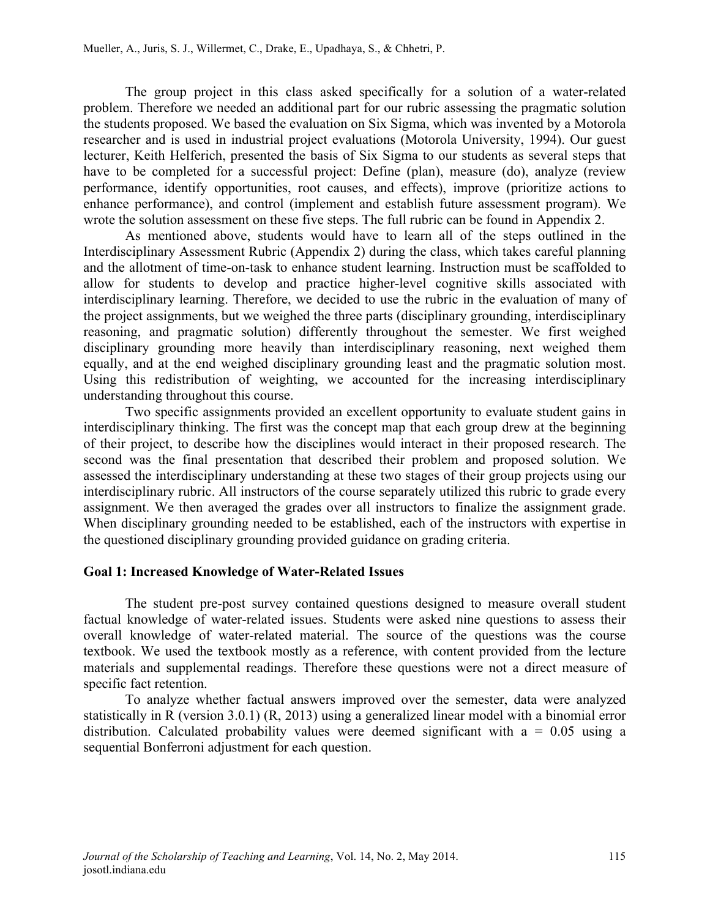The group project in this class asked specifically for a solution of a water-related problem. Therefore we needed an additional part for our rubric assessing the pragmatic solution the students proposed. We based the evaluation on Six Sigma, which was invented by a Motorola researcher and is used in industrial project evaluations (Motorola University, 1994). Our guest lecturer, Keith Helferich, presented the basis of Six Sigma to our students as several steps that have to be completed for a successful project: Define (plan), measure (do), analyze (review performance, identify opportunities, root causes, and effects), improve (prioritize actions to enhance performance), and control (implement and establish future assessment program). We wrote the solution assessment on these five steps. The full rubric can be found in Appendix 2.

As mentioned above, students would have to learn all of the steps outlined in the Interdisciplinary Assessment Rubric (Appendix 2) during the class, which takes careful planning and the allotment of time-on-task to enhance student learning. Instruction must be scaffolded to allow for students to develop and practice higher-level cognitive skills associated with interdisciplinary learning. Therefore, we decided to use the rubric in the evaluation of many of the project assignments, but we weighed the three parts (disciplinary grounding, interdisciplinary reasoning, and pragmatic solution) differently throughout the semester. We first weighed disciplinary grounding more heavily than interdisciplinary reasoning, next weighed them equally, and at the end weighed disciplinary grounding least and the pragmatic solution most. Using this redistribution of weighting, we accounted for the increasing interdisciplinary understanding throughout this course.

Two specific assignments provided an excellent opportunity to evaluate student gains in interdisciplinary thinking. The first was the concept map that each group drew at the beginning of their project, to describe how the disciplines would interact in their proposed research. The second was the final presentation that described their problem and proposed solution. We assessed the interdisciplinary understanding at these two stages of their group projects using our interdisciplinary rubric. All instructors of the course separately utilized this rubric to grade every assignment. We then averaged the grades over all instructors to finalize the assignment grade. When disciplinary grounding needed to be established, each of the instructors with expertise in the questioned disciplinary grounding provided guidance on grading criteria.

**Goal 1: Increased Knowledge of Water-Related Issues**

The student pre-post survey contained questions designed to measure overall student factual knowledge of water-related issues. Students were asked nine questions to assess their overall knowledge of water-related material. The source of the questions was the course textbook. We used the textbook mostly as a reference, with content provided from the lecture materials and supplemental readings. Therefore these questions were not a direct measure of specific fact retention.

To analyze whether factual answers improved over the semester, data were analyzed statistically in R (version 3.0.1) (R, 2013) using a generalized linear model with a binomial error distribution. Calculated probability values were deemed significant with a = 0.05 using a sequential Bonferroni adjustment for each question.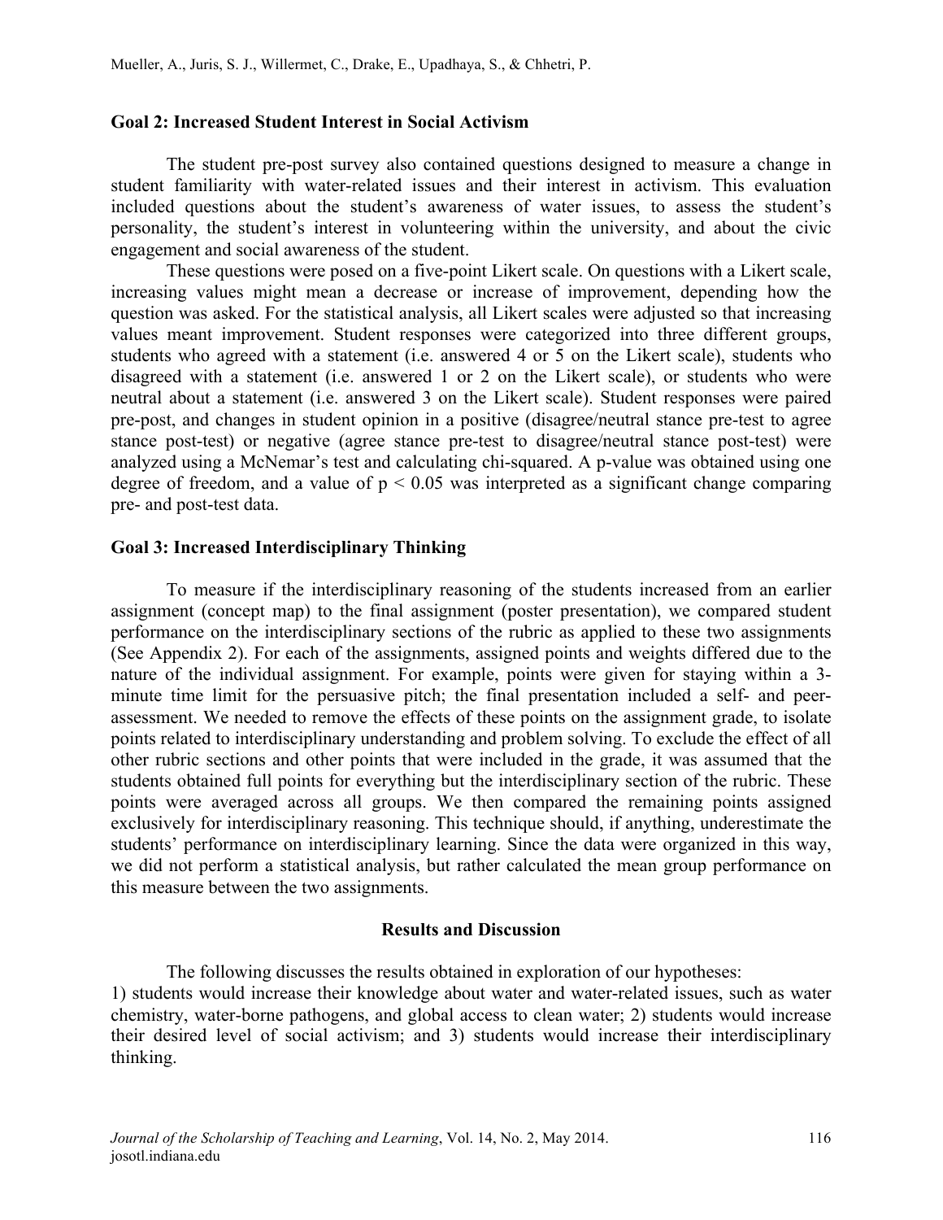### Goal 2: Increased Student Interest in Social Activism

The student pre-post survey also contained questions designed to measure a change in student familiarity with water-related issues and their interest in activism. This evaluation included questions about the student's awareness of water issues, to assess the student's personality, the student's interest in volunteering within the university, and about the civic engagement and social awareness of the student.

These questions were posed on a five-point Likert scale. On questions with a Likert scale, increasing values might mean a decrease or increase of improvement, depending how the question was asked. For the statistical analysis, all Likert scales were adjusted so that increasing values meant improvement. Student responses were categorized into three different groups, students who agreed with a statement (i.e. answered 4 or 5 on the Likert scale), students who disagreed with a statement (i.e. answered 1 or 2 on the Likert scale), or students who were neutral about a statement (i.e. answered 3 on the Likert scale). Student responses were paired pre-post, and changes in student opinion in a positive (disagree/neutral stance pre-test to agree stance post-test) or negative (agree stance pre-test to disagree/neutral stance post-test) were analyzed using a McNemar's test and calculating chi-squared. A p-value was obtained using one degree of freedom, and a value of $p < 0.05$ was interpreted as a significant change comparing pre- and post-test data.

### Goal 3: Increased Interdisciplinary Thinking

To measure if the interdisciplinary reasoning of the students increased from an earlier assignment (concept map) to the final assignment (poster presentation), we compared student performance on the interdisciplinary sections of the rubric as applied to these two assignments (See Appendix 2). For each of the assignments, assigned points and weights differed due to the nature of the individual assignment. For example, points were given for staying within a 3-minute time limit for the persuasive pitch; the final presentation included a self- and peer-assessment. We needed to remove the effects of these points on the assignment grade, to isolate points related to interdisciplinary understanding and problem solving. To exclude the effect of all other rubric sections and other points that were included in the grade, it was assumed that the students obtained full points for everything but the interdisciplinary section of the rubric. These points were averaged across all groups. We then compared the remaining points assigned exclusively for interdisciplinary reasoning. This technique should, if anything, underestimate the students' performance on interdisciplinary learning. Since the data were organized in this way, we did not perform a statistical analysis, but rather calculated the mean group performance on this measure between the two assignments.

## Results and Discussion

The following discusses the results obtained in exploration of our hypotheses:
1) students would increase their knowledge about water and water-related issues, such as water chemistry, water-borne pathogens, and global access to clean water; 2) students would increase their desired level of social activism; and 3) students would increase their interdisciplinary thinking.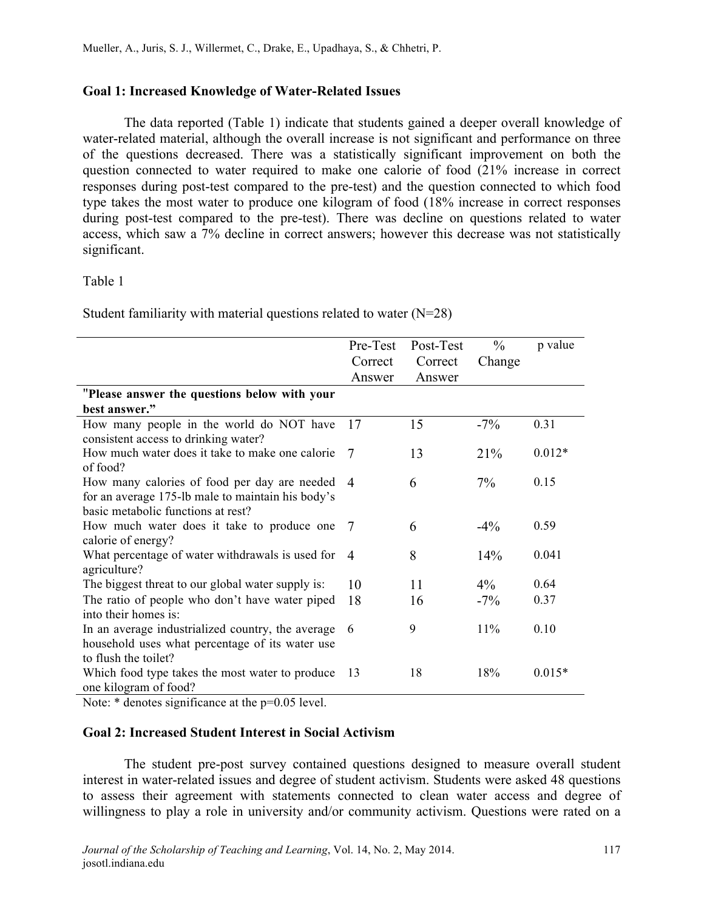### Goal 1: Increased Knowledge of Water-Related Issues

The data reported (Table 1) indicate that students gained a deeper overall knowledge of water-related material, although the overall increase is not significant and performance on three of the questions decreased. There was a statistically significant improvement on both the question connected to water required to make one calorie of food (21% increase in correct responses during post-test compared to the pre-test) and the question connected to which food type takes the most water to produce one kilogram of food (18% increase in correct responses during post-test compared to the pre-test). There was decline on questions related to water access, which saw a 7% decline in correct answers; however this decrease was not statistically significant.

Table 1

Student familiarity with material questions related to water (N=28)

| | Pre-Test Correct Answer | Post-Test Correct Answer | % Change | p value |
|---|---|---|---|---|
| **"Please answer the questions below with your best answer."** | | | | |
| How many people in the world do NOT have consistent access to drinking water? | 17 | 15 | -7% | 0.31 |
| How much water does it take to make one calorie of food? | 7 | 13 | 21% | 0.012* |
| How many calories of food per day are needed for an average 175-lb male to maintain his body's basic metabolic functions at rest? | 4 | 6 | 7% | 0.15 |
| How much water does it take to produce one calorie of energy? | 7 | 6 | -4% | 0.59 |
| What percentage of water withdrawals is used for agriculture? | 4 | 8 | 14% | 0.041 |
| The biggest threat to our global water supply is: | 10 | 11 | 4% | 0.64 |
| The ratio of people who don't have water piped into their homes is: | 18 | 16 | -7% | 0.37 |
| In an average industrialized country, the average household uses what percentage of its water use to flush the toilet? | 6 | 9 | 11% | 0.10 |
| Which food type takes the most water to produce one kilogram of food? | 13 | 18 | 18% | 0.015* |

Note: * denotes significance at the p=0.05 level.

### Goal 2: Increased Student Interest in Social Activism

The student pre-post survey contained questions designed to measure overall student interest in water-related issues and degree of student activism. Students were asked 48 questions to assess their agreement with statements connected to clean water access and degree of willingness to play a role in university and/or community activism. Questions were rated on a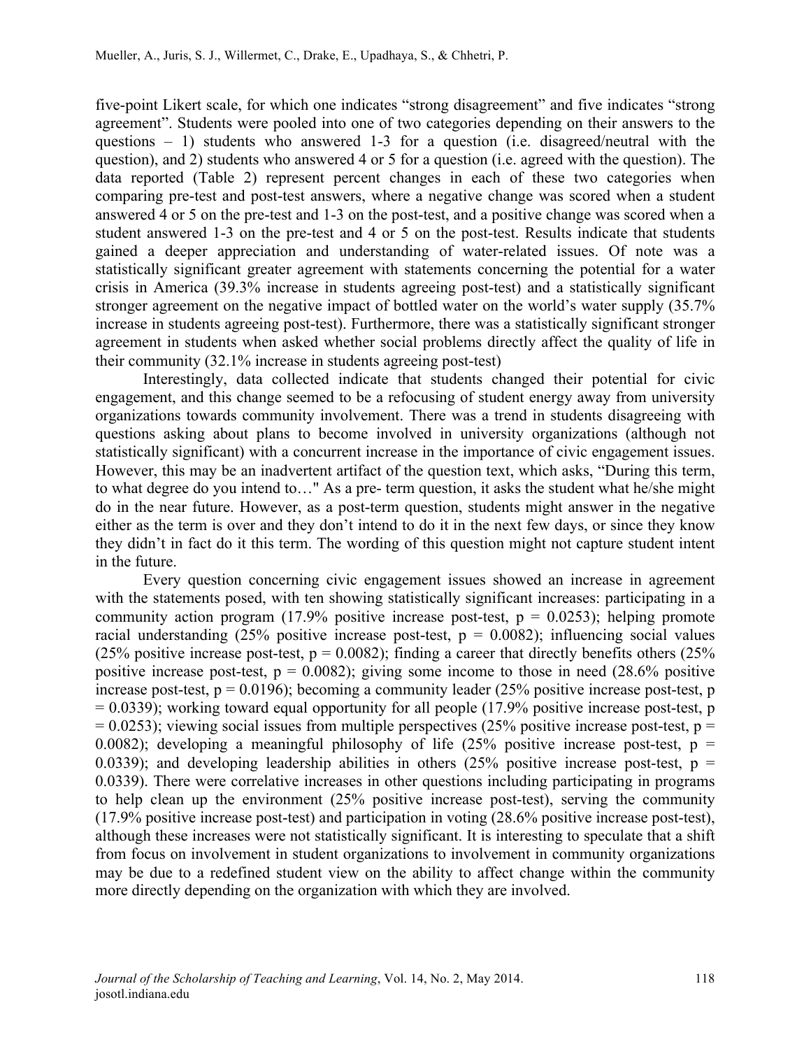five-point Likert scale, for which one indicates "strong disagreement" and five indicates "strong agreement". Students were pooled into one of two categories depending on their answers to the questions – 1) students who answered 1-3 for a question (i.e. disagreed/neutral with the question), and 2) students who answered 4 or 5 for a question (i.e. agreed with the question). The data reported (Table 2) represent percent changes in each of these two categories when comparing pre-test and post-test answers, where a negative change was scored when a student answered 4 or 5 on the pre-test and 1-3 on the post-test, and a positive change was scored when a student answered 1-3 on the pre-test and 4 or 5 on the post-test. Results indicate that students gained a deeper appreciation and understanding of water-related issues. Of note was a statistically significant greater agreement with statements concerning the potential for a water crisis in America (39.3% increase in students agreeing post-test) and a statistically significant stronger agreement on the negative impact of bottled water on the world's water supply (35.7% increase in students agreeing post-test). Furthermore, there was a statistically significant stronger agreement in students when asked whether social problems directly affect the quality of life in their community (32.1% increase in students agreeing post-test)

Interestingly, data collected indicate that students changed their potential for civic engagement, and this change seemed to be a refocusing of student energy away from university organizations towards community involvement. There was a trend in students disagreeing with questions asking about plans to become involved in university organizations (although not statistically significant) with a concurrent increase in the importance of civic engagement issues. However, this may be an inadvertent artifact of the question text, which asks, "During this term, to what degree do you intend to…" As a pre- term question, it asks the student what he/she might do in the near future. However, as a post-term question, students might answer in the negative either as the term is over and they don't intend to do it in the next few days, or since they know they didn't in fact do it this term. The wording of this question might not capture student intent in the future.

Every question concerning civic engagement issues showed an increase in agreement with the statements posed, with ten showing statistically significant increases: participating in a community action program (17.9% positive increase post-test, $p = 0.0253$); helping promote racial understanding (25% positive increase post-test, $p = 0.0082$); influencing social values (25% positive increase post-test, $p = 0.0082$); finding a career that directly benefits others (25% positive increase post-test, $p = 0.0082$); giving some income to those in need (28.6% positive increase post-test, $p = 0.0196$); becoming a community leader (25% positive increase post-test, $p = 0.0339$); working toward equal opportunity for all people (17.9% positive increase post-test, $p = 0.0253$); viewing social issues from multiple perspectives (25% positive increase post-test, $p = 0.0082$); developing a meaningful philosophy of life (25% positive increase post-test, $p = 0.0339$); and developing leadership abilities in others (25% positive increase post-test, $p = 0.0339$). There were correlative increases in other questions including participating in programs to help clean up the environment (25% positive increase post-test), serving the community (17.9% positive increase post-test) and participation in voting (28.6% positive increase post-test), although these increases were not statistically significant. It is interesting to speculate that a shift from focus on involvement in student organizations to involvement in community organizations may be due to a redefined student view on the ability to affect change within the community more directly depending on the organization with which they are involved.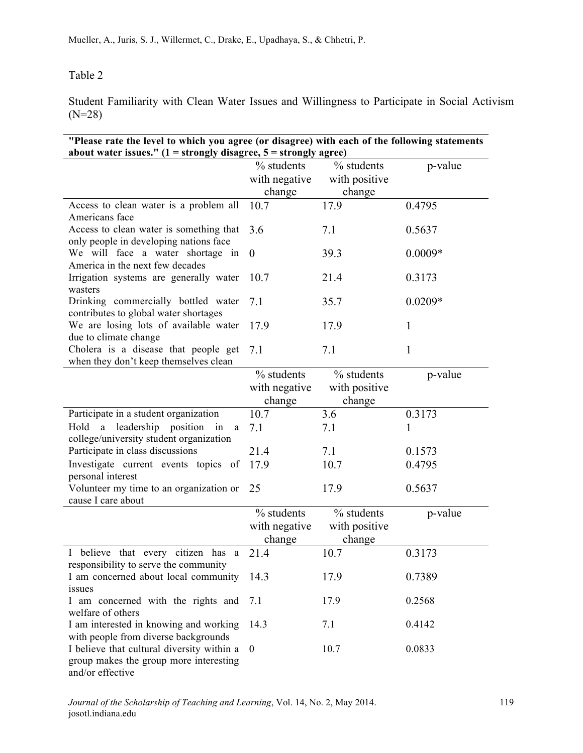Table 2

Student Familiarity with Clean Water Issues and Willingness to Participate in Social Activism (N=28)

| "Please rate the level to which you agree (or disagree) with each of the following statements about water issues." (1 = strongly disagree, 5 = strongly agree) | | | |
|---|---|---|---|
| | % students with negative change | % students with positive change | p-value |
| Access to clean water is a problem all Americans face | 10.7 | 17.9 | 0.4795 |
| Access to clean water is something that only people in developing nations face | 3.6 | 7.1 | 0.5637 |
| We will face a water shortage in America in the next few decades | 0 | 39.3 | 0.0009* |
| Irrigation systems are generally water wasters | 10.7 | 21.4 | 0.3173 |
| Drinking commercially bottled water contributes to global water shortages | 7.1 | 35.7 | 0.0209* |
| We are losing lots of available water due to climate change | 17.9 | 17.9 | 1 |
| Cholera is a disease that people get when they don't keep themselves clean | 7.1 | 7.1 | 1 |
| | % students with negative change | % students with positive change | p-value |
| Participate in a student organization | 10.7 | 3.6 | 0.3173 |
| Hold a leadership position in a college/university student organization | 7.1 | 7.1 | 1 |
| Participate in class discussions | 21.4 | 7.1 | 0.1573 |
| Investigate current events topics of personal interest | 17.9 | 10.7 | 0.4795 |
| Volunteer my time to an organization or cause I care about | 25 | 17.9 | 0.5637 |
| | % students with negative change | % students with positive change | p-value |
| I believe that every citizen has a responsibility to serve the community | 21.4 | 10.7 | 0.3173 |
| I am concerned about local community issues | 14.3 | 17.9 | 0.7389 |
| I am concerned with the rights and welfare of others | 7.1 | 17.9 | 0.2568 |
| I am interested in knowing and working with people from diverse backgrounds | 14.3 | 7.1 | 0.4142 |
| I believe that cultural diversity within a group makes the group more interesting and/or effective | 0 | 10.7 | 0.0833 |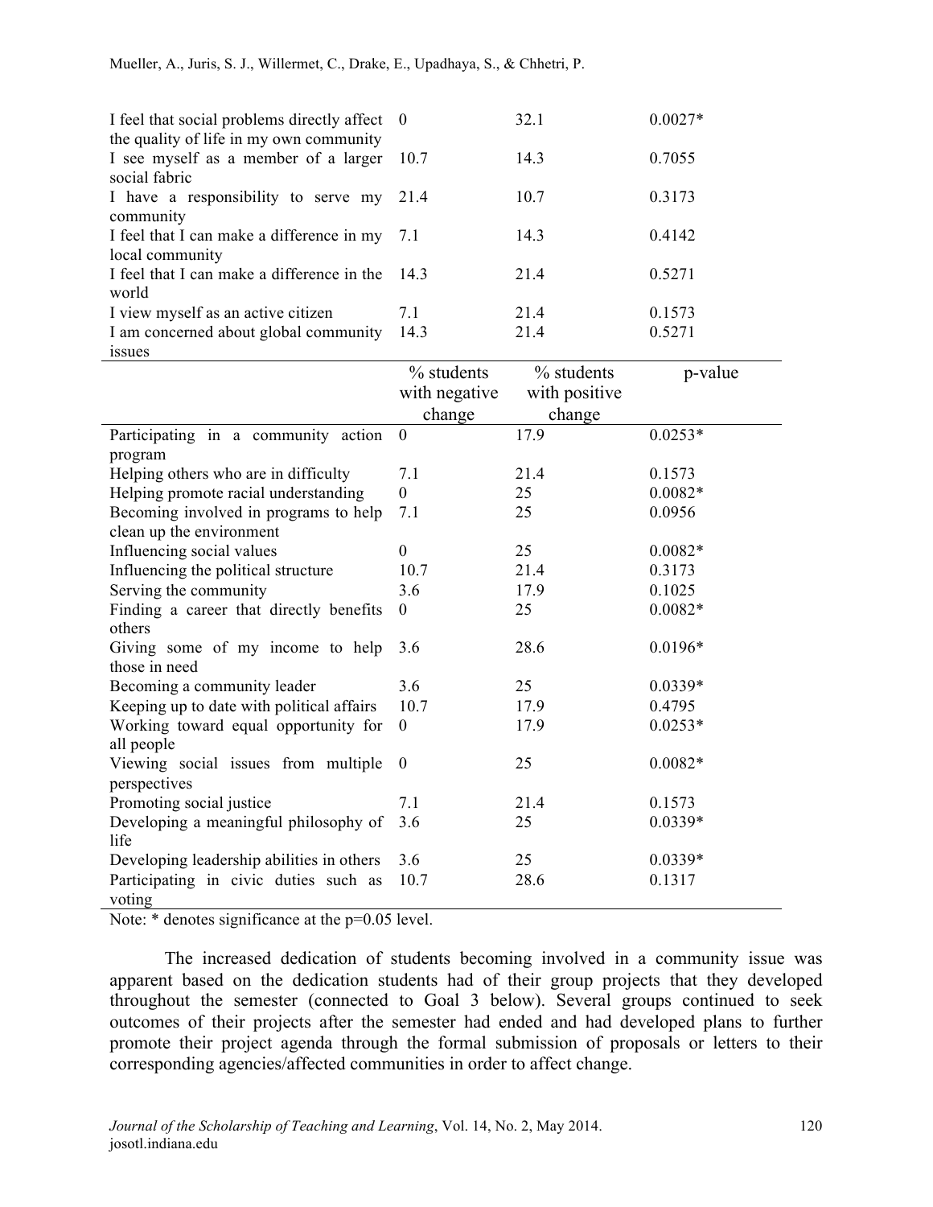| | | | |
|---|---|---|---|
| I feel that social problems directly affect the quality of life in my own community | 0 | 32.1 | 0.0027* |
| I see myself as a member of a larger social fabric | 10.7 | 14.3 | 0.7055 |
| I have a responsibility to serve my community | 21.4 | 10.7 | 0.3173 |
| I feel that I can make a difference in my local community | 7.1 | 14.3 | 0.4142 |
| I feel that I can make a difference in the world | 14.3 | 21.4 | 0.5271 |
| I view myself as an active citizen | 7.1 | 21.4 | 0.1573 |
| I am concerned about global community issues | 14.3 | 21.4 | 0.5271 |

| | % students with negative change | % students with positive change | p-value |
|---|---|---|---|
| Participating in a community action program | 0 | 17.9 | 0.0253* |
| Helping others who are in difficulty | 7.1 | 21.4 | 0.1573 |
| Helping promote racial understanding | 0 | 25 | 0.0082* |
| Becoming involved in programs to help clean up the environment | 7.1 | 25 | 0.0956 |
| Influencing social values | 0 | 25 | 0.0082* |
| Influencing the political structure | 10.7 | 21.4 | 0.3173 |
| Serving the community | 3.6 | 17.9 | 0.1025 |
| Finding a career that directly benefits others | 0 | 25 | 0.0082* |
| Giving some of my income to help those in need | 3.6 | 28.6 | 0.0196* |
| Becoming a community leader | 3.6 | 25 | 0.0339* |
| Keeping up to date with political affairs | 10.7 | 17.9 | 0.4795 |
| Working toward equal opportunity for all people | 0 | 17.9 | 0.0253* |
| Viewing social issues from multiple perspectives | 0 | 25 | 0.0082* |
| Promoting social justice | 7.1 | 21.4 | 0.1573 |
| Developing a meaningful philosophy of life | 3.6 | 25 | 0.0339* |
| Developing leadership abilities in others | 3.6 | 25 | 0.0339* |
| Participating in civic duties such as voting | 10.7 | 28.6 | 0.1317 |

Note: * denotes significance at the p=0.05 level.

The increased dedication of students becoming involved in a community issue was apparent based on the dedication students had of their group projects that they developed throughout the semester (connected to Goal 3 below). Several groups continued to seek outcomes of their projects after the semester had ended and had developed plans to further promote their project agenda through the formal submission of proposals or letters to their corresponding agencies/affected communities in order to affect change.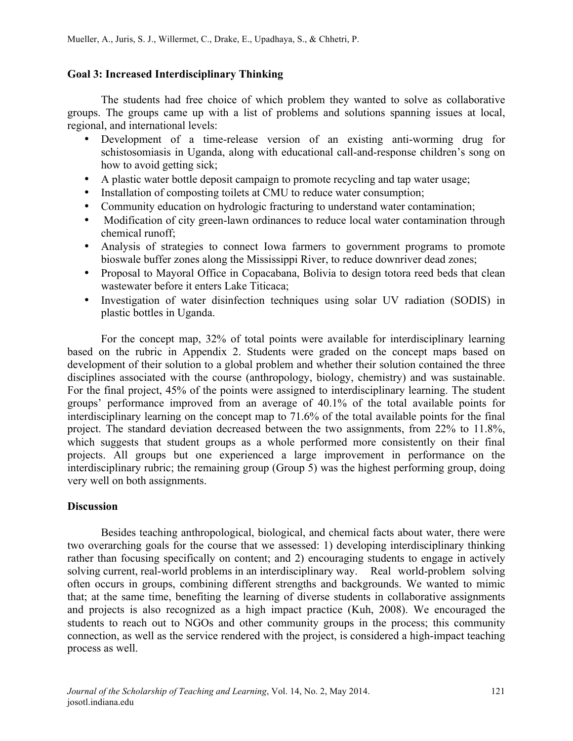**Goal 3: Increased Interdisciplinary Thinking**

The students had free choice of which problem they wanted to solve as collaborative groups. The groups came up with a list of problems and solutions spanning issues at local, regional, and international levels:

- Development of a time-release version of an existing anti-worming drug for schistosomiasis in Uganda, along with educational call-and-response children's song on how to avoid getting sick;
- A plastic water bottle deposit campaign to promote recycling and tap water usage;
- Installation of composting toilets at CMU to reduce water consumption;
- Community education on hydrologic fracturing to understand water contamination;
- Modification of city green-lawn ordinances to reduce local water contamination through chemical runoff;
- Analysis of strategies to connect Iowa farmers to government programs to promote bioswale buffer zones along the Mississippi River, to reduce downriver dead zones;
- Proposal to Mayoral Office in Copacabana, Bolivia to design totora reed beds that clean wastewater before it enters Lake Titicaca;
- Investigation of water disinfection techniques using solar UV radiation (SODIS) in plastic bottles in Uganda.

For the concept map, 32% of total points were available for interdisciplinary learning based on the rubric in Appendix 2. Students were graded on the concept maps based on development of their solution to a global problem and whether their solution contained the three disciplines associated with the course (anthropology, biology, chemistry) and was sustainable. For the final project, 45% of the points were assigned to interdisciplinary learning. The student groups' performance improved from an average of 40.1% of the total available points for interdisciplinary learning on the concept map to 71.6% of the total available points for the final project. The standard deviation decreased between the two assignments, from 22% to 11.8%, which suggests that student groups as a whole performed more consistently on their final projects. All groups but one experienced a large improvement in performance on the interdisciplinary rubric; the remaining group (Group 5) was the highest performing group, doing very well on both assignments.

**Discussion**

Besides teaching anthropological, biological, and chemical facts about water, there were two overarching goals for the course that we assessed: 1) developing interdisciplinary thinking rather than focusing specifically on content; and 2) encouraging students to engage in actively solving current, real-world problems in an interdisciplinary way. Real world-problem solving often occurs in groups, combining different strengths and backgrounds. We wanted to mimic that; at the same time, benefiting the learning of diverse students in collaborative assignments and projects is also recognized as a high impact practice (Kuh, 2008). We encouraged the students to reach out to NGOs and other community groups in the process; this community connection, as well as the service rendered with the project, is considered a high-impact teaching process as well.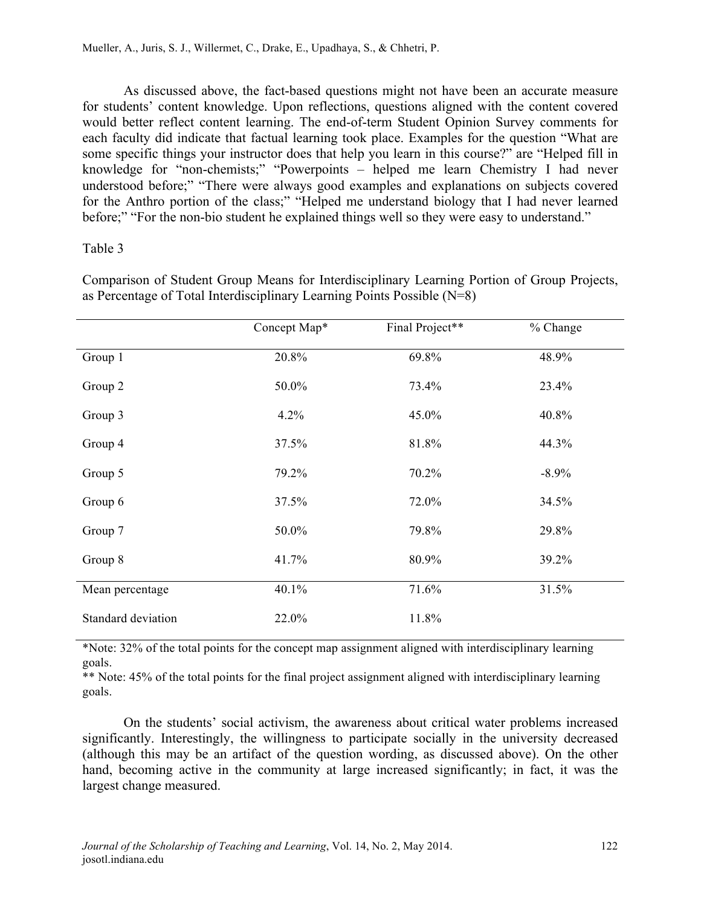As discussed above, the fact-based questions might not have been an accurate measure for students' content knowledge. Upon reflections, questions aligned with the content covered would better reflect content learning. The end-of-term Student Opinion Survey comments for each faculty did indicate that factual learning took place. Examples for the question "What are some specific things your instructor does that help you learn in this course?" are "Helped fill in knowledge for "non-chemists;" "Powerpoints – helped me learn Chemistry I had never understood before;" "There were always good examples and explanations on subjects covered for the Anthro portion of the class;" "Helped me understand biology that I had never learned before;" "For the non-bio student he explained things well so they were easy to understand."

Table 3

Comparison of Student Group Means for Interdisciplinary Learning Portion of Group Projects, as Percentage of Total Interdisciplinary Learning Points Possible (N=8)

| | Concept Map* | Final Project** | % Change |
|---|---|---|---|
| Group 1 | 20.8% | 69.8% | 48.9% |
| Group 2 | 50.0% | 73.4% | 23.4% |
| Group 3 | 4.2% | 45.0% | 40.8% |
| Group 4 | 37.5% | 81.8% | 44.3% |
| Group 5 | 79.2% | 70.2% | -8.9% |
| Group 6 | 37.5% | 72.0% | 34.5% |
| Group 7 | 50.0% | 79.8% | 29.8% |
| Group 8 | 41.7% | 80.9% | 39.2% |
| Mean percentage | 40.1% | 71.6% | 31.5% |
| Standard deviation | 22.0% | 11.8% | |

*Note: 32% of the total points for the concept map assignment aligned with interdisciplinary learning goals.

** Note: 45% of the total points for the final project assignment aligned with interdisciplinary learning goals.

On the students' social activism, the awareness about critical water problems increased significantly. Interestingly, the willingness to participate socially in the university decreased (although this may be an artifact of the question wording, as discussed above). On the other hand, becoming active in the community at large increased significantly; in fact, it was the largest change measured.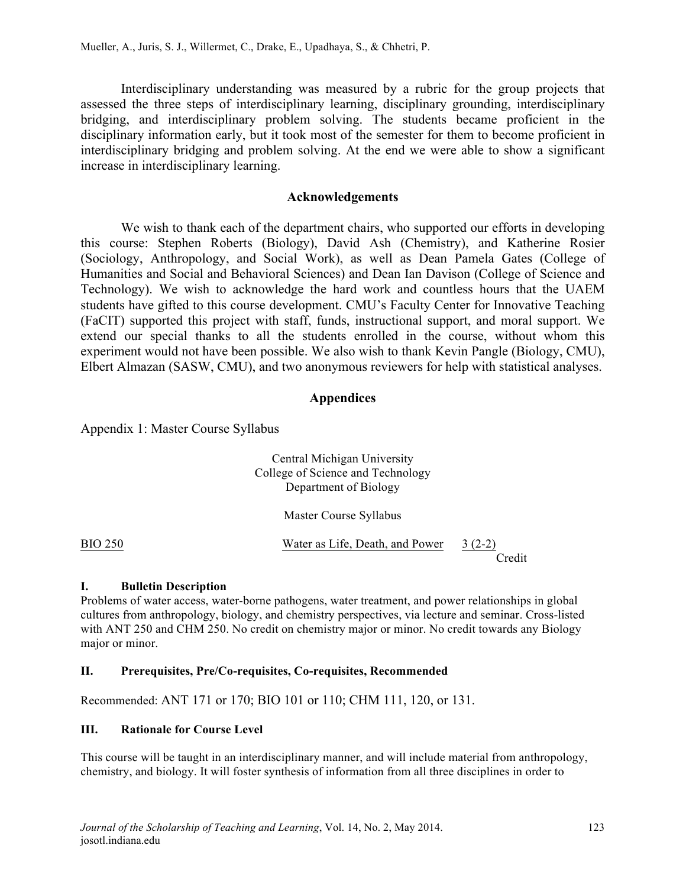Interdisciplinary understanding was measured by a rubric for the group projects that assessed the three steps of interdisciplinary learning, disciplinary grounding, interdisciplinary bridging, and interdisciplinary problem solving. The students became proficient in the disciplinary information early, but it took most of the semester for them to become proficient in interdisciplinary bridging and problem solving. At the end we were able to show a significant increase in interdisciplinary learning.

## Acknowledgements

We wish to thank each of the department chairs, who supported our efforts in developing this course: Stephen Roberts (Biology), David Ash (Chemistry), and Katherine Rosier (Sociology, Anthropology, and Social Work), as well as Dean Pamela Gates (College of Humanities and Social and Behavioral Sciences) and Dean Ian Davison (College of Science and Technology). We wish to acknowledge the hard work and countless hours that the UAEM students have gifted to this course development. CMU's Faculty Center for Innovative Teaching (FaCIT) supported this project with staff, funds, instructional support, and moral support. We extend our special thanks to all the students enrolled in the course, without whom this experiment would not have been possible. We also wish to thank Kevin Pangle (Biology, CMU), Elbert Almazan (SASW, CMU), and two anonymous reviewers for help with statistical analyses.

## Appendices

Appendix 1: Master Course Syllabus

Central Michigan University
College of Science and Technology
Department of Biology

Master Course Syllabus

BIO 250 — Water as Life, Death, and Power — 3 (2-2) Credit

**I. Bulletin Description**

Problems of water access, water-borne pathogens, water treatment, and power relationships in global cultures from anthropology, biology, and chemistry perspectives, via lecture and seminar. Cross-listed with ANT 250 and CHM 250. No credit on chemistry major or minor. No credit towards any Biology major or minor.

**II. Prerequisites, Pre/Co-requisites, Co-requisites, Recommended**

Recommended: ANT 171 or 170; BIO 101 or 110; CHM 111, 120, or 131.

**III. Rationale for Course Level**

This course will be taught in an interdisciplinary manner, and will include material from anthropology, chemistry, and biology. It will foster synthesis of information from all three disciplines in order to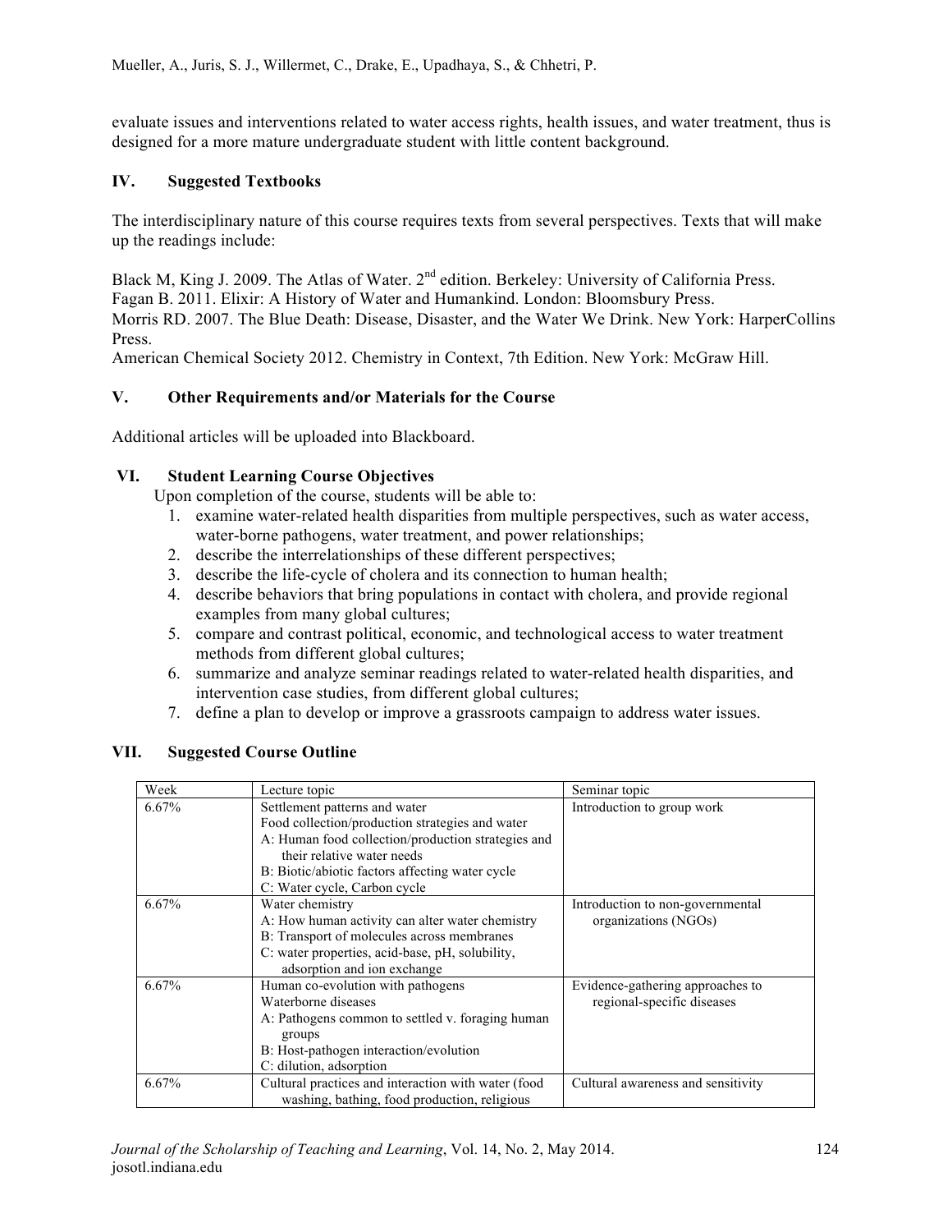evaluate issues and interventions related to water access rights, health issues, and water treatment, thus is designed for a more mature undergraduate student with little content background.

## IV. Suggested Textbooks

The interdisciplinary nature of this course requires texts from several perspectives. Texts that will make up the readings include:

Black M, King J. 2009. The Atlas of Water. 2nd edition. Berkeley: University of California Press.
Fagan B. 2011. Elixir: A History of Water and Humankind. London: Bloomsbury Press.
Morris RD. 2007. The Blue Death: Disease, Disaster, and the Water We Drink. New York: HarperCollins Press.
American Chemical Society 2012. Chemistry in Context, 7th Edition. New York: McGraw Hill.

## V. Other Requirements and/or Materials for the Course

Additional articles will be uploaded into Blackboard.

## VI. Student Learning Course Objectives

Upon completion of the course, students will be able to:

1. examine water-related health disparities from multiple perspectives, such as water access, water-borne pathogens, water treatment, and power relationships;
2. describe the interrelationships of these different perspectives;
3. describe the life-cycle of cholera and its connection to human health;
4. describe behaviors that bring populations in contact with cholera, and provide regional examples from many global cultures;
5. compare and contrast political, economic, and technological access to water treatment methods from different global cultures;
6. summarize and analyze seminar readings related to water-related health disparities, and intervention case studies, from different global cultures;
7. define a plan to develop or improve a grassroots campaign to address water issues.

## VII. Suggested Course Outline

| Week | Lecture topic | Seminar topic |
|---|---|---|
| 6.67% | Settlement patterns and water<br>Food collection/production strategies and water<br>A: Human food collection/production strategies and their relative water needs<br>B: Biotic/abiotic factors affecting water cycle<br>C: Water cycle, Carbon cycle | Introduction to group work |
| 6.67% | Water chemistry<br>A: How human activity can alter water chemistry<br>B: Transport of molecules across membranes<br>C: water properties, acid-base, pH, solubility, adsorption and ion exchange | Introduction to non-governmental organizations (NGOs) |
| 6.67% | Human co-evolution with pathogens<br>Waterborne diseases<br>A: Pathogens common to settled v. foraging human groups<br>B: Host-pathogen interaction/evolution<br>C: dilution, adsorption | Evidence-gathering approaches to regional-specific diseases |
| 6.67% | Cultural practices and interaction with water (food washing, bathing, food production, religious | Cultural awareness and sensitivity |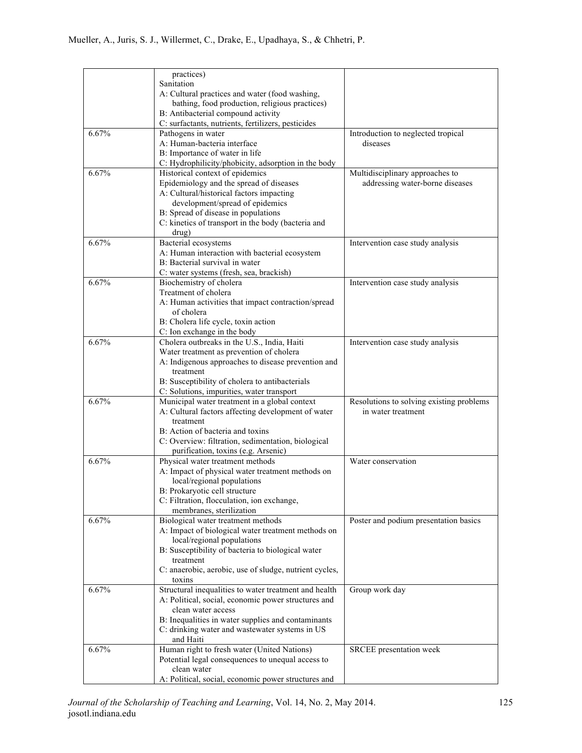| | | |
|---|---|---|
| | practices)<br>Sanitation<br>A: Cultural practices and water (food washing, bathing, food production, religious practices)<br>B: Antibacterial compound activity<br>C: surfactants, nutrients, fertilizers, pesticides | |
| 6.67% | Pathogens in water<br>A: Human-bacteria interface<br>B: Importance of water in life<br>C: Hydrophilicity/phobicity, adsorption in the body | Introduction to neglected tropical diseases |
| 6.67% | Historical context of epidemics<br>Epidemiology and the spread of diseases<br>A: Cultural/historical factors impacting development/spread of epidemics<br>B: Spread of disease in populations<br>C: kinetics of transport in the body (bacteria and drug) | Multidisciplinary approaches to addressing water-borne diseases |
| 6.67% | Bacterial ecosystems<br>A: Human interaction with bacterial ecosystem<br>B: Bacterial survival in water<br>C: water systems (fresh, sea, brackish) | Intervention case study analysis |
| 6.67% | Biochemistry of cholera<br>Treatment of cholera<br>A: Human activities that impact contraction/spread of cholera<br>B: Cholera life cycle, toxin action<br>C: Ion exchange in the body | Intervention case study analysis |
| 6.67% | Cholera outbreaks in the U.S., India, Haiti<br>Water treatment as prevention of cholera<br>A: Indigenous approaches to disease prevention and treatment<br>B: Susceptibility of cholera to antibacterials<br>C: Solutions, impurities, water transport | Intervention case study analysis |
| 6.67% | Municipal water treatment in a global context<br>A: Cultural factors affecting development of water treatment<br>B: Action of bacteria and toxins<br>C: Overview: filtration, sedimentation, biological purification, toxins (e.g. Arsenic) | Resolutions to solving existing problems in water treatment |
| 6.67% | Physical water treatment methods<br>A: Impact of physical water treatment methods on local/regional populations<br>B: Prokaryotic cell structure<br>C: Filtration, flocculation, ion exchange, membranes, sterilization | Water conservation |
| 6.67% | Biological water treatment methods<br>A: Impact of biological water treatment methods on local/regional populations<br>B: Susceptibility of bacteria to biological water treatment<br>C: anaerobic, aerobic, use of sludge, nutrient cycles, toxins | Poster and podium presentation basics |
| 6.67% | Structural inequalities to water treatment and health<br>A: Political, social, economic power structures and clean water access<br>B: Inequalities in water supplies and contaminants<br>C: drinking water and wastewater systems in US and Haiti | Group work day |
| 6.67% | Human right to fresh water (United Nations)<br>Potential legal consequences to unequal access to clean water<br>A: Political, social, economic power structures and | SRCEE presentation week |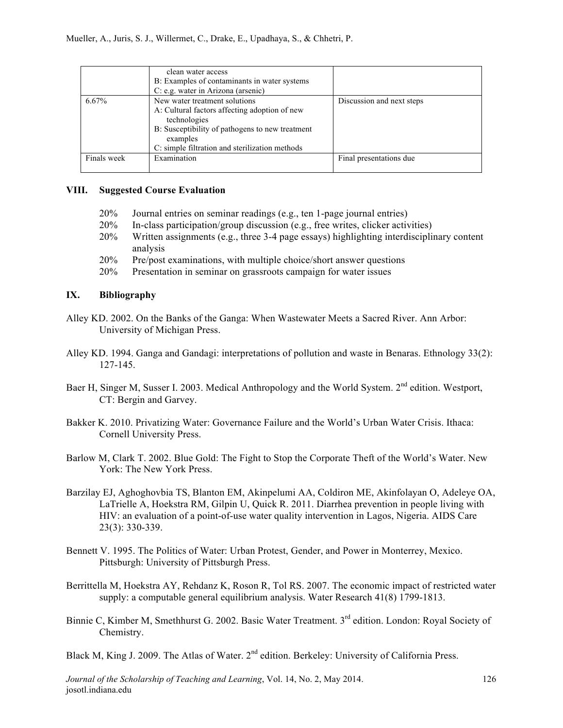| | clean water access<br>B: Examples of contaminants in water systems<br>C: e.g. water in Arizona (arsenic) | |
|---|---|---|
| 6.67% | New water treatment solutions<br>A: Cultural factors affecting adoption of new technologies<br>B: Susceptibility of pathogens to new treatment examples<br>C: simple filtration and sterilization methods | Discussion and next steps |
| Finals week | Examination | Final presentations due |

## VIII. Suggested Course Evaluation

- 20% Journal entries on seminar readings (e.g., ten 1-page journal entries)
- 20% In-class participation/group discussion (e.g., free writes, clicker activities)
- 20% Written assignments (e.g., three 3-4 page essays) highlighting interdisciplinary content analysis
- 20% Pre/post examinations, with multiple choice/short answer questions
- 20% Presentation in seminar on grassroots campaign for water issues

## IX. Bibliography

Alley KD. 2002. On the Banks of the Ganga: When Wastewater Meets a Sacred River. Ann Arbor: University of Michigan Press.

Alley KD. 1994. Ganga and Gandagi: interpretations of pollution and waste in Benaras. Ethnology 33(2): 127-145.

Baer H, Singer M, Susser I. 2003. Medical Anthropology and the World System. 2nd edition. Westport, CT: Bergin and Garvey.

Bakker K. 2010. Privatizing Water: Governance Failure and the World's Urban Water Crisis. Ithaca: Cornell University Press.

Barlow M, Clark T. 2002. Blue Gold: The Fight to Stop the Corporate Theft of the World's Water. New York: The New York Press.

Barzilay EJ, Aghoghovbia TS, Blanton EM, Akinpelumi AA, Coldiron ME, Akinfolayan O, Adeleye OA, LaTrielle A, Hoekstra RM, Gilpin U, Quick R. 2011. Diarrhea prevention in people living with HIV: an evaluation of a point-of-use water quality intervention in Lagos, Nigeria. AIDS Care 23(3): 330-339.

Bennett V. 1995. The Politics of Water: Urban Protest, Gender, and Power in Monterrey, Mexico. Pittsburgh: University of Pittsburgh Press.

Berrittella M, Hoekstra AY, Rehdanz K, Roson R, Tol RS. 2007. The economic impact of restricted water supply: a computable general equilibrium analysis. Water Research 41(8) 1799-1813.

Binnie C, Kimber M, Smethhurst G. 2002. Basic Water Treatment. 3rd edition. London: Royal Society of Chemistry.

Black M, King J. 2009. The Atlas of Water. 2nd edition. Berkeley: University of California Press.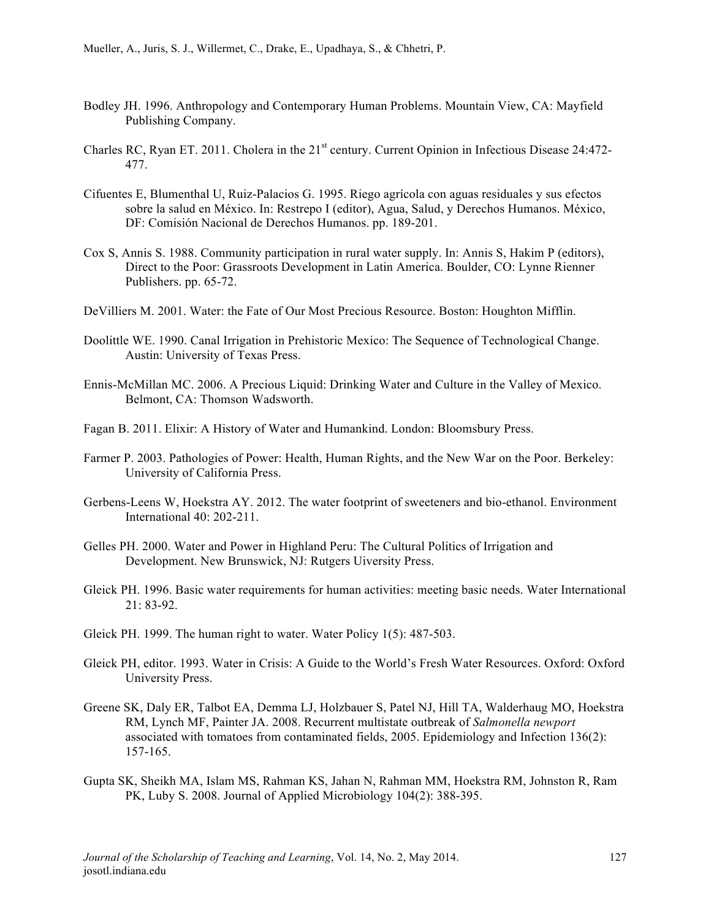Bodley JH. 1996. Anthropology and Contemporary Human Problems. Mountain View, CA: Mayfield Publishing Company.

Charles RC, Ryan ET. 2011. Cholera in the 21st century. Current Opinion in Infectious Disease 24:472-477.

Cifuentes E, Blumenthal U, Ruiz-Palacios G. 1995. Riego agrícola con aguas residuales y sus efectos sobre la salud en México. In: Restrepo I (editor), Agua, Salud, y Derechos Humanos. México, DF: Comisión Nacional de Derechos Humanos. pp. 189-201.

Cox S, Annis S. 1988. Community participation in rural water supply. In: Annis S, Hakim P (editors), Direct to the Poor: Grassroots Development in Latin America. Boulder, CO: Lynne Rienner Publishers. pp. 65-72.

DeVilliers M. 2001. Water: the Fate of Our Most Precious Resource. Boston: Houghton Mifflin.

Doolittle WE. 1990. Canal Irrigation in Prehistoric Mexico: The Sequence of Technological Change. Austin: University of Texas Press.

Ennis-McMillan MC. 2006. A Precious Liquid: Drinking Water and Culture in the Valley of Mexico. Belmont, CA: Thomson Wadsworth.

Fagan B. 2011. Elixir: A History of Water and Humankind. London: Bloomsbury Press.

Farmer P. 2003. Pathologies of Power: Health, Human Rights, and the New War on the Poor. Berkeley: University of California Press.

Gerbens-Leens W, Hoekstra AY. 2012. The water footprint of sweeteners and bio-ethanol. Environment International 40: 202-211.

Gelles PH. 2000. Water and Power in Highland Peru: The Cultural Politics of Irrigation and Development. New Brunswick, NJ: Rutgers Uiversity Press.

Gleick PH. 1996. Basic water requirements for human activities: meeting basic needs. Water International 21: 83-92.

Gleick PH. 1999. The human right to water. Water Policy 1(5): 487-503.

Gleick PH, editor. 1993. Water in Crisis: A Guide to the World's Fresh Water Resources. Oxford: Oxford University Press.

Greene SK, Daly ER, Talbot EA, Demma LJ, Holzbauer S, Patel NJ, Hill TA, Walderhaug MO, Hoekstra RM, Lynch MF, Painter JA. 2008. Recurrent multistate outbreak of *Salmonella newport* associated with tomatoes from contaminated fields, 2005. Epidemiology and Infection 136(2): 157-165.

Gupta SK, Sheikh MA, Islam MS, Rahman KS, Jahan N, Rahman MM, Hoekstra RM, Johnston R, Ram PK, Luby S. 2008. Journal of Applied Microbiology 104(2): 388-395.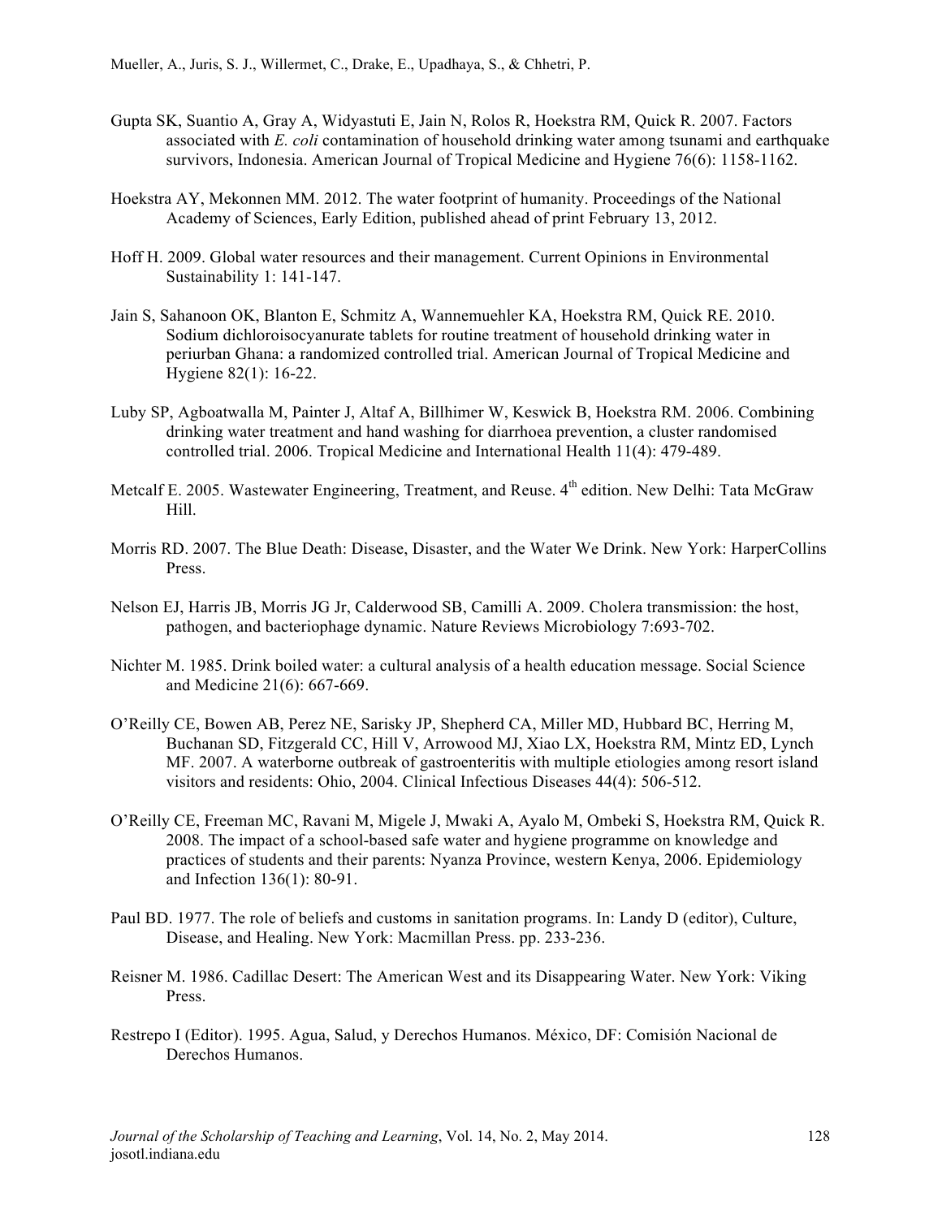Gupta SK, Suantio A, Gray A, Widyastuti E, Jain N, Rolos R, Hoekstra RM, Quick R. 2007. Factors associated with *E. coli* contamination of household drinking water among tsunami and earthquake survivors, Indonesia. American Journal of Tropical Medicine and Hygiene 76(6): 1158-1162.

Hoekstra AY, Mekonnen MM. 2012. The water footprint of humanity. Proceedings of the National Academy of Sciences, Early Edition, published ahead of print February 13, 2012.

Hoff H. 2009. Global water resources and their management. Current Opinions in Environmental Sustainability 1: 141-147.

Jain S, Sahanoon OK, Blanton E, Schmitz A, Wannemuehler KA, Hoekstra RM, Quick RE. 2010. Sodium dichloroisocyanurate tablets for routine treatment of household drinking water in periurban Ghana: a randomized controlled trial. American Journal of Tropical Medicine and Hygiene 82(1): 16-22.

Luby SP, Agboatwalla M, Painter J, Altaf A, Billhimer W, Keswick B, Hoekstra RM. 2006. Combining drinking water treatment and hand washing for diarrhoea prevention, a cluster randomised controlled trial. 2006. Tropical Medicine and International Health 11(4): 479-489.

Metcalf E. 2005. Wastewater Engineering, Treatment, and Reuse. 4th edition. New Delhi: Tata McGraw Hill.

Morris RD. 2007. The Blue Death: Disease, Disaster, and the Water We Drink. New York: HarperCollins Press.

Nelson EJ, Harris JB, Morris JG Jr, Calderwood SB, Camilli A. 2009. Cholera transmission: the host, pathogen, and bacteriophage dynamic. Nature Reviews Microbiology 7:693-702.

Nichter M. 1985. Drink boiled water: a cultural analysis of a health education message. Social Science and Medicine 21(6): 667-669.

O'Reilly CE, Bowen AB, Perez NE, Sarisky JP, Shepherd CA, Miller MD, Hubbard BC, Herring M, Buchanan SD, Fitzgerald CC, Hill V, Arrowood MJ, Xiao LX, Hoekstra RM, Mintz ED, Lynch MF. 2007. A waterborne outbreak of gastroenteritis with multiple etiologies among resort island visitors and residents: Ohio, 2004. Clinical Infectious Diseases 44(4): 506-512.

O'Reilly CE, Freeman MC, Ravani M, Migele J, Mwaki A, Ayalo M, Ombeki S, Hoekstra RM, Quick R. 2008. The impact of a school-based safe water and hygiene programme on knowledge and practices of students and their parents: Nyanza Province, western Kenya, 2006. Epidemiology and Infection 136(1): 80-91.

Paul BD. 1977. The role of beliefs and customs in sanitation programs. In: Landy D (editor), Culture, Disease, and Healing. New York: Macmillan Press. pp. 233-236.

Reisner M. 1986. Cadillac Desert: The American West and its Disappearing Water. New York: Viking Press.

Restrepo I (Editor). 1995. Agua, Salud, y Derechos Humanos. México, DF: Comisión Nacional de Derechos Humanos.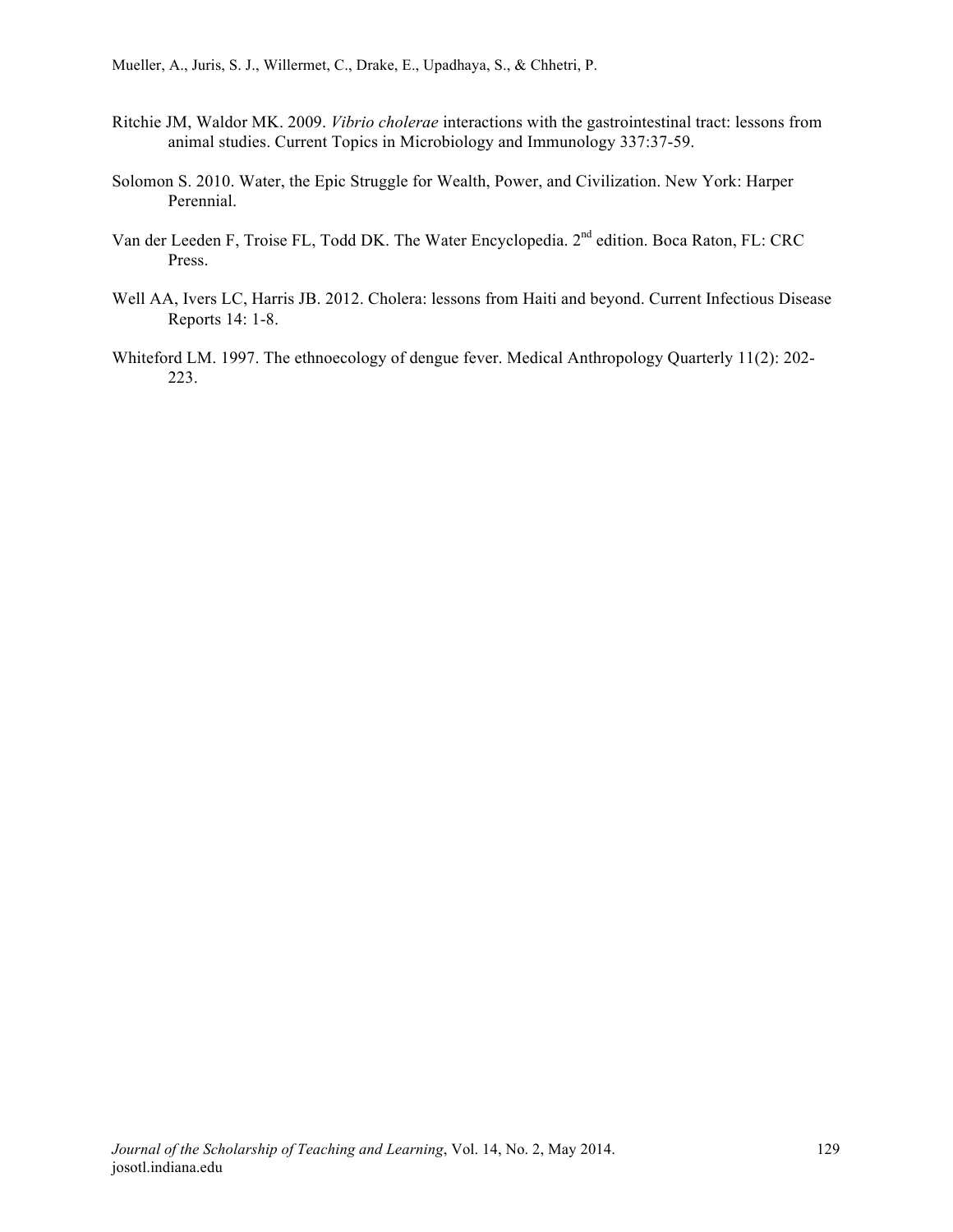Ritchie JM, Waldor MK. 2009. *Vibrio cholerae* interactions with the gastrointestinal tract: lessons from animal studies. Current Topics in Microbiology and Immunology 337:37-59.

Solomon S. 2010. Water, the Epic Struggle for Wealth, Power, and Civilization. New York: Harper Perennial.

Van der Leeden F, Troise FL, Todd DK. The Water Encyclopedia. 2nd edition. Boca Raton, FL: CRC Press.

Well AA, Ivers LC, Harris JB. 2012. Cholera: lessons from Haiti and beyond. Current Infectious Disease Reports 14: 1-8.

Whiteford LM. 1997. The ethnoecology of dengue fever. Medical Anthropology Quarterly 11(2): 202-223.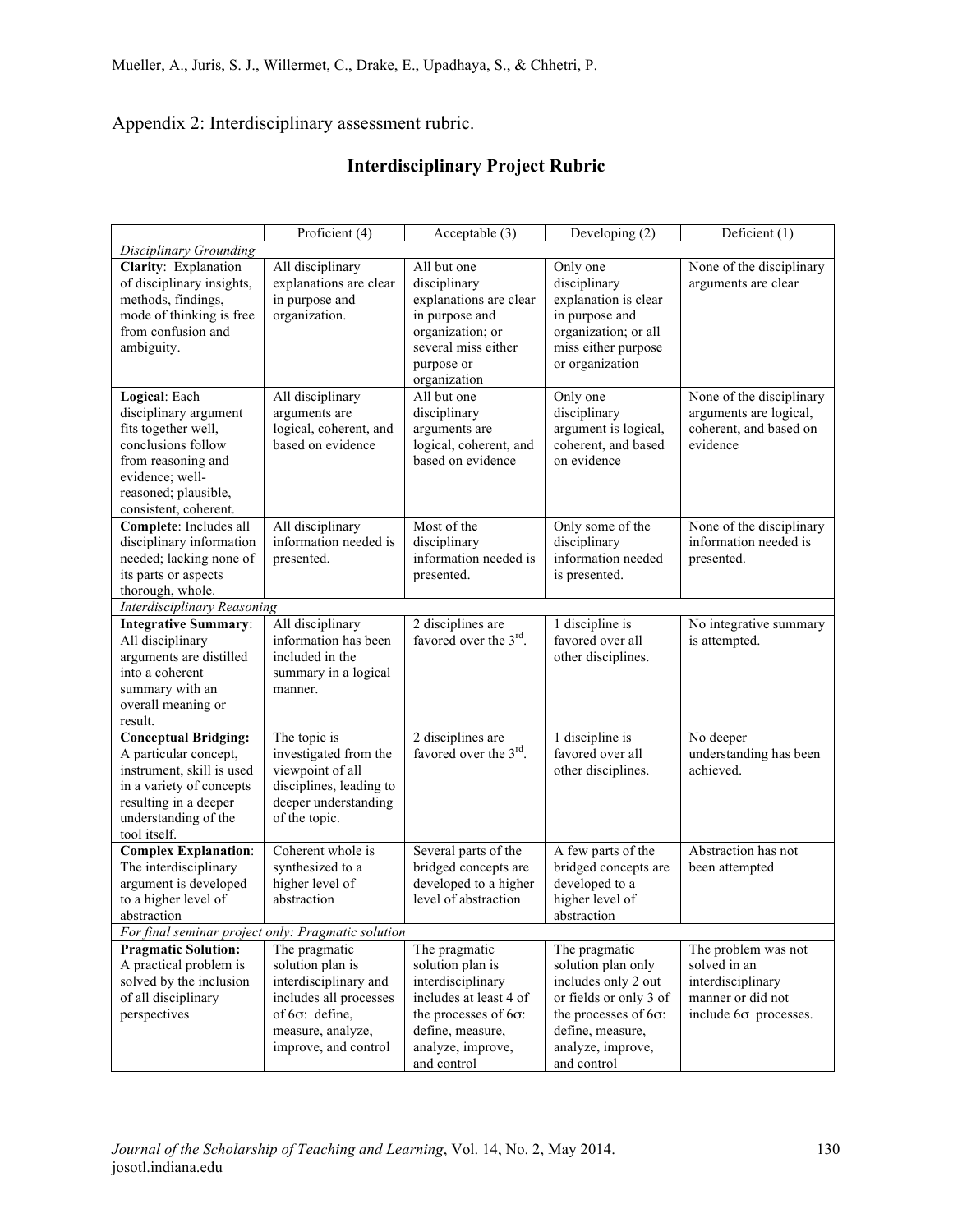Appendix 2: Interdisciplinary assessment rubric.

## Interdisciplinary Project Rubric

| | Proficient (4) | Acceptable (3) | Developing (2) | Deficient (1) |
|---|---|---|---|---|
| *Disciplinary Grounding* | | | | |
| **Clarity**: Explanation of disciplinary insights, methods, findings, mode of thinking is free from confusion and ambiguity. | All disciplinary explanations are clear in purpose and organization. | All but one disciplinary explanations are clear in purpose and organization; or several miss either purpose or organization | Only one disciplinary explanation is clear in purpose and organization; or all miss either purpose or organization | None of the disciplinary arguments are clear |
| **Logical**: Each disciplinary argument fits together well, conclusions follow from reasoning and evidence; well-reasoned; plausible, consistent, coherent. | All disciplinary arguments are logical, coherent, and based on evidence | All but one disciplinary arguments are logical, coherent, and based on evidence | Only one disciplinary argument is logical, coherent, and based on evidence | None of the disciplinary arguments are logical, coherent, and based on evidence |
| **Complete**: Includes all disciplinary information needed; lacking none of its parts or aspects thorough, whole. | All disciplinary information needed is presented. | Most of the disciplinary information needed is presented. | Only some of the disciplinary information needed is presented. | None of the disciplinary information needed is presented. |
| *Interdisciplinary Reasoning* | | | | |
| **Integrative Summary**: All disciplinary arguments are distilled into a coherent summary with an overall meaning or result. | All disciplinary information has been included in the summary in a logical manner. | 2 disciplines are favored over the 3rd. | 1 discipline is favored over all other disciplines. | No integrative summary is attempted. |
| **Conceptual Bridging:** A particular concept, instrument, skill is used in a variety of concepts resulting in a deeper understanding of the tool itself. | The topic is investigated from the viewpoint of all disciplines, leading to deeper understanding of the topic. | 2 disciplines are favored over the 3rd. | 1 discipline is favored over all other disciplines. | No deeper understanding has been achieved. |
| **Complex Explanation**: The interdisciplinary argument is developed to a higher level of abstraction | Coherent whole is synthesized to a higher level of abstraction | Several parts of the bridged concepts are developed to a higher level of abstraction | A few parts of the bridged concepts are developed to a higher level of abstraction | Abstraction has not been attempted |
| *For final seminar project only: Pragmatic solution* | | | | |
| **Pragmatic Solution:** A practical problem is solved by the inclusion of all disciplinary perspectives | The pragmatic solution plan is interdisciplinary and includes all processes of 6σ: define, measure, analyze, improve, and control | The pragmatic solution plan is interdisciplinary includes at least 4 of the processes of 6σ: define, measure, analyze, improve, and control | The pragmatic solution plan only includes only 2 out or fields or only 3 of the processes of 6σ: define, measure, analyze, improve, and control | The problem was not solved in an interdisciplinary manner or did not include 6σ processes. |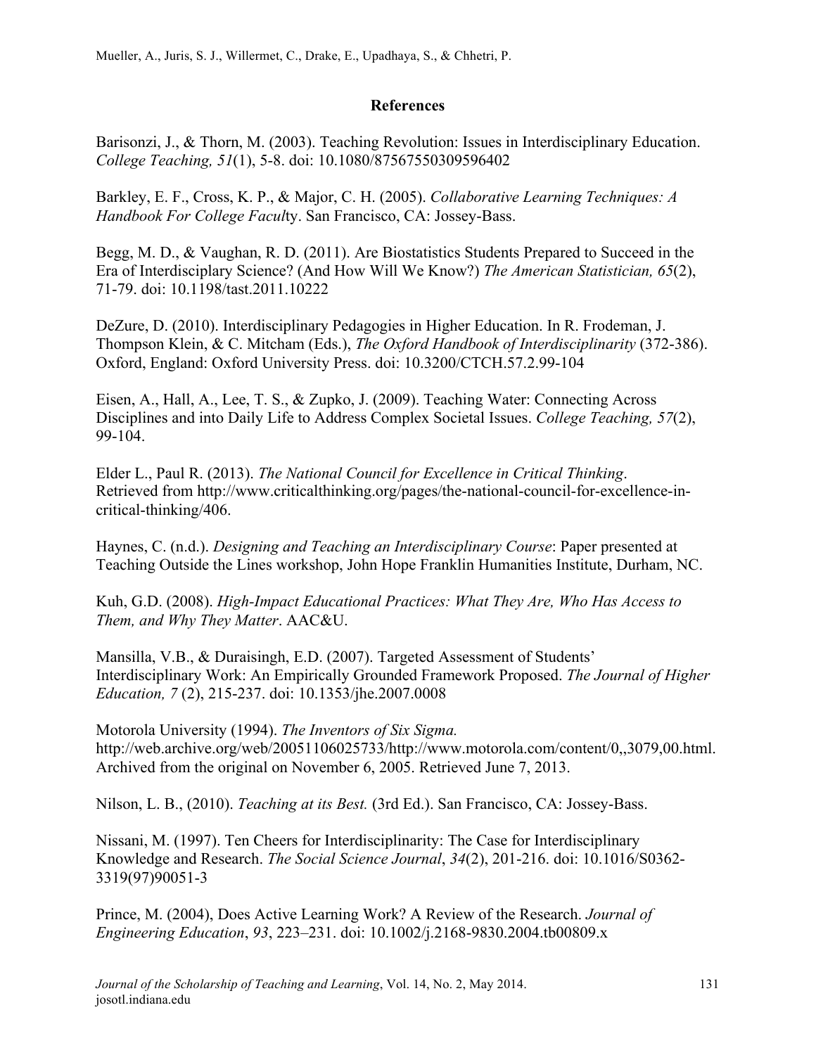## References

Barisonzi, J., & Thorn, M. (2003). Teaching Revolution: Issues in Interdisciplinary Education. *College Teaching, 51*(1), 5-8. doi: 10.1080/87567550309596402

Barkley, E. F., Cross, K. P., & Major, C. H. (2005). *Collaborative Learning Techniques: A Handbook For College Facul*ty. San Francisco, CA: Jossey-Bass.

Begg, M. D., & Vaughan, R. D. (2011). Are Biostatistics Students Prepared to Succeed in the Era of Interdisciplinary Science? (And How Will We Know?) *The American Statistician, 65*(2), 71-79. doi: 10.1198/tast.2011.10222

DeZure, D. (2010). Interdisciplinary Pedagogies in Higher Education. In R. Frodeman, J. Thompson Klein, & C. Mitcham (Eds.), *The Oxford Handbook of Interdisciplinarity* (372-386). Oxford, England: Oxford University Press. doi: 10.3200/CTCH.57.2.99-104

Eisen, A., Hall, A., Lee, T. S., & Zupko, J. (2009). Teaching Water: Connecting Across Disciplines and into Daily Life to Address Complex Societal Issues. *College Teaching, 57*(2), 99-104.

Elder L., Paul R. (2013). *The National Council for Excellence in Critical Thinking*. Retrieved from http://www.criticalthinking.org/pages/the-national-council-for-excellence-in-critical-thinking/406.

Haynes, C. (n.d.). *Designing and Teaching an Interdisciplinary Course*: Paper presented at Teaching Outside the Lines workshop, John Hope Franklin Humanities Institute, Durham, NC.

Kuh, G.D. (2008). *High-Impact Educational Practices: What They Are, Who Has Access to Them, and Why They Matter*. AAC&U.

Mansilla, V.B., & Duraisingh, E.D. (2007). Targeted Assessment of Students' Interdisciplinary Work: An Empirically Grounded Framework Proposed. *The Journal of Higher Education, 7* (2), 215-237. doi: 10.1353/jhe.2007.0008

Motorola University (1994). *The Inventors of Six Sigma.* http://web.archive.org/web/20051106025733/http://www.motorola.com/content/0,,3079,00.html. Archived from the original on November 6, 2005. Retrieved June 7, 2013.

Nilson, L. B., (2010). *Teaching at its Best.* (3rd Ed.). San Francisco, CA: Jossey-Bass.

Nissani, M. (1997). Ten Cheers for Interdisciplinarity: The Case for Interdisciplinary Knowledge and Research. *The Social Science Journal*, *34*(2), 201-216. doi: 10.1016/S0362-3319(97)90051-3

Prince, M. (2004), Does Active Learning Work? A Review of the Research. *Journal of Engineering Education*, *93*, 223–231. doi: 10.1002/j.2168-9830.2004.tb00809.x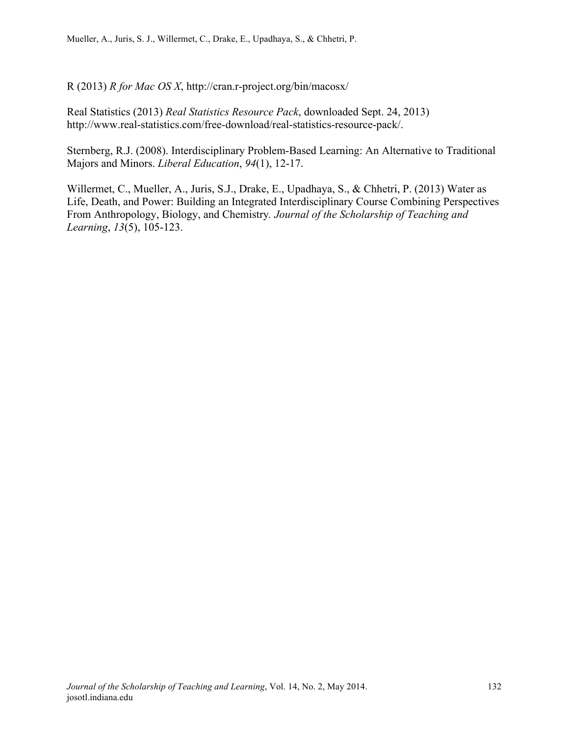R (2013) *R for Mac OS X*, http://cran.r-project.org/bin/macosx/

Real Statistics (2013) *Real Statistics Resource Pack*, downloaded Sept. 24, 2013) http://www.real-statistics.com/free-download/real-statistics-resource-pack/.

Sternberg, R.J. (2008). Interdisciplinary Problem-Based Learning: An Alternative to Traditional Majors and Minors. *Liberal Education*, *94*(1), 12-17.

Willermet, C., Mueller, A., Juris, S.J., Drake, E., Upadhaya, S., & Chhetri, P. (2013) Water as Life, Death, and Power: Building an Integrated Interdisciplinary Course Combining Perspectives From Anthropology, Biology, and Chemistry. *Journal of the Scholarship of Teaching and Learning*, *13*(5), 105-123.